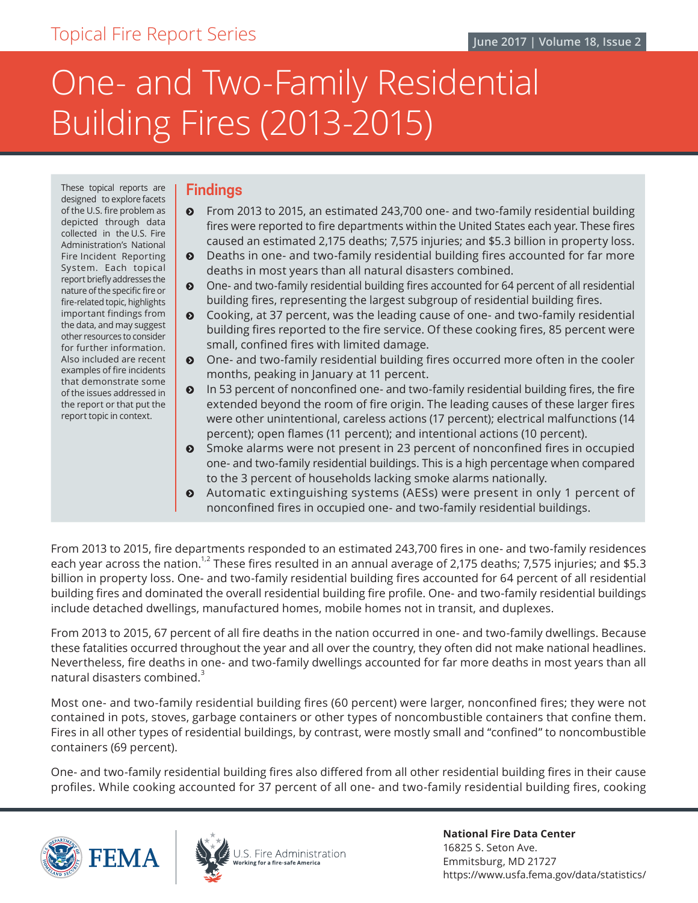Topical Fire Report Series

June 2017 | Volume 18, Issue 2

# One- and Two-Family Residential Building Fires (2013-2015)

These topical reports are designed to explore facets of the U.S. fire problem as depicted through data collected in the U.S. Fire Administration's National Fire Incident Reporting System. Each topical report briefly addresses the nature of the specific fire or fire-related topic, highlights important findings from the data, and may suggest other resources to consider for further information. Also included are recent examples of fire incidents that demonstrate some of the issues addressed in the report or that put the report topic in context.

## Findings

- From 2013 to 2015, an estimated 243,700 one- and two-family residential building fires were reported to fire departments within the United States each year. These fires caused an estimated 2,175 deaths; 7,575 injuries; and $5.3 billion in property loss.
- Deaths in one- and two-family residential building fires accounted for far more deaths in most years than all natural disasters combined.
- One- and two-family residential building fires accounted for 64 percent of all residential building fires, representing the largest subgroup of residential building fires.
- Cooking, at 37 percent, was the leading cause of one- and two-family residential building fires reported to the fire service. Of these cooking fires, 85 percent were small, confined fires with limited damage.
- One- and two-family residential building fires occurred more often in the cooler months, peaking in January at 11 percent.
- In 53 percent of nonconfined one- and two-family residential building fires, the fire extended beyond the room of fire origin. The leading causes of these larger fires were other unintentional, careless actions (17 percent); electrical malfunctions (14 percent); open flames (11 percent); and intentional actions (10 percent).
- Smoke alarms were not present in 23 percent of nonconfined fires in occupied one- and two-family residential buildings. This is a high percentage when compared to the 3 percent of households lacking smoke alarms nationally.
- Automatic extinguishing systems (AESs) were present in only 1 percent of nonconfined fires in occupied one- and two-family residential buildings.

From 2013 to 2015, fire departments responded to an estimated 243,700 fires in one- and two-family residences each year across the nation.[1,2] These fires resulted in an annual average of 2,175 deaths; 7,575 injuries; and $5.3 billion in property loss. One- and two-family residential building fires accounted for 64 percent of all residential building fires and dominated the overall residential building fire profile. One- and two-family residential buildings include detached dwellings, manufactured homes, mobile homes not in transit, and duplexes.

From 2013 to 2015, 67 percent of all fire deaths in the nation occurred in one- and two-family dwellings. Because these fatalities occurred throughout the year and all over the country, they often did not make national headlines. Nevertheless, fire deaths in one- and two-family dwellings accounted for far more deaths in most years than all natural disasters combined.[3]

Most one- and two-family residential building fires (60 percent) were larger, nonconfined fires; they were not contained in pots, stoves, garbage containers or other types of noncombustible containers that confine them. Fires in all other types of residential buildings, by contrast, were mostly small and "confined" to noncombustible containers (69 percent).

One- and two-family residential building fires also differed from all other residential building fires in their cause profiles. While cooking accounted for 37 percent of all one- and two-family residential building fires, cooking

**National Fire Data Center**
16825 S. Seton Ave.
Emmitsburg, MD 21727
https://www.usfa.fema.gov/data/statistics/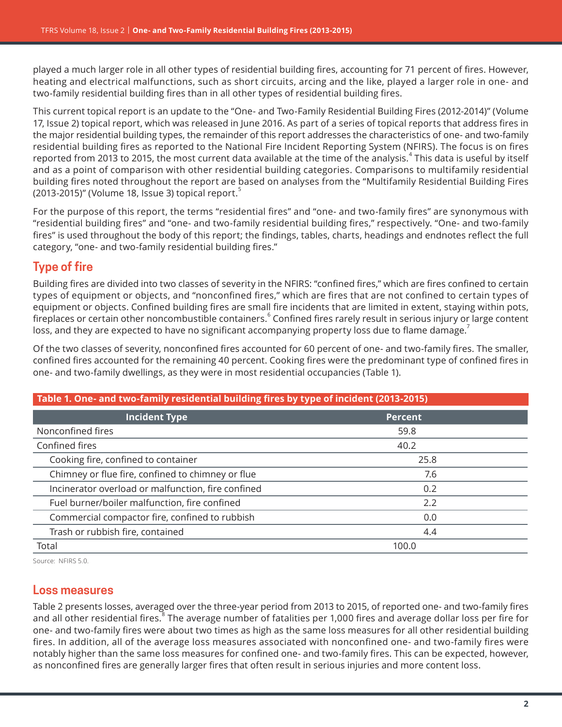played a much larger role in all other types of residential building fires, accounting for 71 percent of fires. However, heating and electrical malfunctions, such as short circuits, arcing and the like, played a larger role in one- and two-family residential building fires than in all other types of residential building fires.

This current topical report is an update to the "One- and Two-Family Residential Building Fires (2012-2014)" (Volume 17, Issue 2) topical report, which was released in June 2016. As part of a series of topical reports that address fires in the major residential building types, the remainder of this report addresses the characteristics of one- and two-family residential building fires as reported to the National Fire Incident Reporting System (NFIRS). The focus is on fires reported from 2013 to 2015, the most current data available at the time of the analysis.[4] This data is useful by itself and as a point of comparison with other residential building categories. Comparisons to multifamily residential building fires noted throughout the report are based on analyses from the "Multifamily Residential Building Fires (2013-2015)" (Volume 18, Issue 3) topical report.[5]

For the purpose of this report, the terms "residential fires" and "one- and two-family fires" are synonymous with "residential building fires" and "one- and two-family residential building fires," respectively. "One- and two-family fires" is used throughout the body of this report; the findings, tables, charts, headings and endnotes reflect the full category, "one- and two-family residential building fires."

## Type of fire

Building fires are divided into two classes of severity in the NFIRS: "confined fires," which are fires confined to certain types of equipment or objects, and "nonconfined fires," which are fires that are not confined to certain types of equipment or objects. Confined building fires are small fire incidents that are limited in extent, staying within pots, fireplaces or certain other noncombustible containers.[6] Confined fires rarely result in serious injury or large content loss, and they are expected to have no significant accompanying property loss due to flame damage.[7]

Of the two classes of severity, nonconfined fires accounted for 60 percent of one- and two-family fires. The smaller, confined fires accounted for the remaining 40 percent. Cooking fires were the predominant type of confined fires in one- and two-family dwellings, as they were in most residential occupancies (Table 1).

**Table 1. One- and two-family residential building fires by type of incident (2013-2015)**

| Incident Type | Percent |
|---|---|
| Nonconfined fires | 59.8 |
| Confined fires | 40.2 |
| Cooking fire, confined to container | 25.8 |
| Chimney or flue fire, confined to chimney or flue | 7.6 |
| Incinerator overload or malfunction, fire confined | 0.2 |
| Fuel burner/boiler malfunction, fire confined | 2.2 |
| Commercial compactor fire, confined to rubbish | 0.0 |
| Trash or rubbish fire, contained | 4.4 |
| Total | 100.0 |

Source: NFIRS 5.0.

## Loss measures

Table 2 presents losses, averaged over the three-year period from 2013 to 2015, of reported one- and two-family fires and all other residential fires.[8] The average number of fatalities per 1,000 fires and average dollar loss per fire for one- and two-family fires were about two times as high as the same loss measures for all other residential building fires. In addition, all of the average loss measures associated with nonconfined one- and two-family fires were notably higher than the same loss measures for confined one- and two-family fires. This can be expected, however, as nonconfined fires are generally larger fires that often result in serious injuries and more content loss.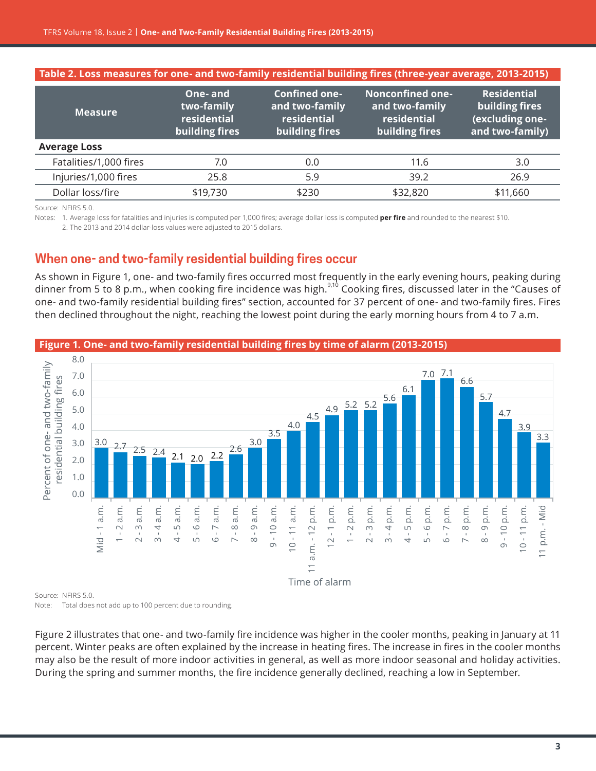**Table 2. Loss measures for one- and two-family residential building fires (three-year average, 2013-2015)**

| Measure | One- and two-family residential building fires | Confined one- and two-family residential building fires | Nonconfined one- and two-family residential building fires | Residential building fires (excluding one- and two-family) |
|---|---|---|---|---|
| **Average Loss** | | | | |
| Fatalities/1,000 fires | 7.0 | 0.0 | 11.6 | 3.0 |
| Injuries/1,000 fires | 25.8 | 5.9 | 39.2 | 26.9 |
| Dollar loss/fire | $19,730 | $230 | $32,820 | $11,660 |

Source: NFIRS 5.0.

Notes: 1. Average loss for fatalities and injuries is computed per 1,000 fires; average dollar loss is computed **per fire** and rounded to the nearest $10.
2. The 2013 and 2014 dollar-loss values were adjusted to 2015 dollars.

## When one- and two-family residential building fires occur

As shown in Figure 1, one- and two-family fires occurred most frequently in the early evening hours, peaking during dinner from 5 to 8 p.m., when cooking fire incidence was high.[9,10] Cooking fires, discussed later in the "Causes of one- and two-family residential building fires" section, accounted for 37 percent of one- and two-family fires. Fires then declined throughout the night, reaching the lowest point during the early morning hours from 4 to 7 a.m.

**Figure 1. One- and two-family residential building fires by time of alarm (2013-2015)**

| Time of alarm | Percent of one- and two-family residential building fires |
|---|---|
| Mid - 1 a.m. | 3.0 |
| 1 - 2 a.m. | 2.7 |
| 2 - 3 a.m. | 2.5 |
| 3 - 4 a.m. | 2.4 |
| 4 - 5 a.m. | 2.1 |
| 5 - 6 a.m. | 2.0 |
| 6 - 7 a.m. | 2.2 |
| 7 - 8 a.m. | 2.6 |
| 8 - 9 a.m. | 3.0 |
| 9 - 10 a.m. | 3.5 |
| 10 - 11 a.m. | 4.0 |
| 11 a.m. - 12 p.m. | 4.5 |
| 12 - 1 p.m. | 4.9 |
| 1 - 2 p.m. | 5.2 |
| 2 - 3 p.m. | 5.2 |
| 3 - 4 p.m. | 5.6 |
| 4 - 5 p.m. | 6.1 |
| 5 - 6 p.m. | 7.0 |
| 6 - 7 p.m. | 7.1 |
| 7 - 8 p.m. | 6.6 |
| 8 - 9 p.m. | 5.7 |
| 9 - 10 p.m. | 4.7 |
| 10 - 11 p.m. | 3.9 |
| 11 p.m. - Mid | 3.3 |

Source: NFIRS 5.0.

Note: Total does not add up to 100 percent due to rounding.

Figure 2 illustrates that one- and two-family fire incidence was higher in the cooler months, peaking in January at 11 percent. Winter peaks are often explained by the increase in heating fires. The increase in fires in the cooler months may also be the result of more indoor activities in general, as well as more indoor seasonal and holiday activities. During the spring and summer months, the fire incidence generally declined, reaching a low in September.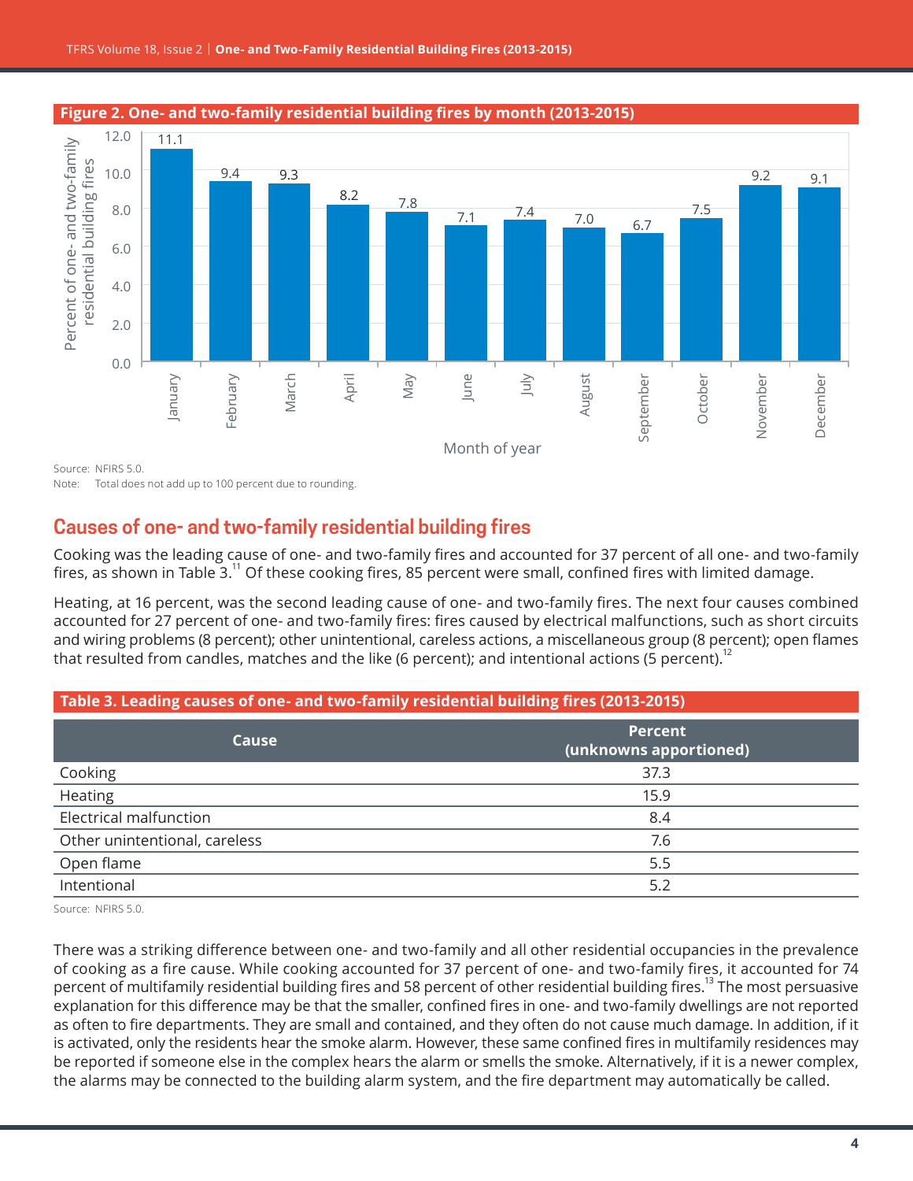**Figure 2. One- and two-family residential building fires by month (2013-2015)**

| Month of year | Percent of one- and two-family residential building fires |
|---|---|
| January | 11.1 |
| February | 9.4 |
| March | 9.3 |
| April | 8.2 |
| May | 7.8 |
| June | 7.1 |
| July | 7.4 |
| August | 7.0 |
| September | 6.7 |
| October | 7.5 |
| November | 9.2 |
| December | 9.1 |

Source: NFIRS 5.0.
Note: Total does not add up to 100 percent due to rounding.

## Causes of one- and two-family residential building fires

Cooking was the leading cause of one- and two-family fires and accounted for 37 percent of all one- and two-family fires, as shown in Table 3.[11] Of these cooking fires, 85 percent were small, confined fires with limited damage.

Heating, at 16 percent, was the second leading cause of one- and two-family fires. The next four causes combined accounted for 27 percent of one- and two-family fires: fires caused by electrical malfunctions, such as short circuits and wiring problems (8 percent); other unintentional, careless actions, a miscellaneous group (8 percent); open flames that resulted from candles, matches and the like (6 percent); and intentional actions (5 percent).[12]

**Table 3. Leading causes of one- and two-family residential building fires (2013-2015)**

| Cause | Percent (unknowns apportioned) |
|---|---|
| Cooking | 37.3 |
| Heating | 15.9 |
| Electrical malfunction | 8.4 |
| Other unintentional, careless | 7.6 |
| Open flame | 5.5 |
| Intentional | 5.2 |

Source: NFIRS 5.0.

There was a striking difference between one- and two-family and all other residential occupancies in the prevalence of cooking as a fire cause. While cooking accounted for 37 percent of one- and two-family fires, it accounted for 74 percent of multifamily residential building fires and 58 percent of other residential building fires.[13] The most persuasive explanation for this difference may be that the smaller, confined fires in one- and two-family dwellings are not reported as often to fire departments. They are small and contained, and they often do not cause much damage. In addition, if it is activated, only the residents hear the smoke alarm. However, these same confined fires in multifamily residences may be reported if someone else in the complex hears the alarm or smells the smoke. Alternatively, if it is a newer complex, the alarms may be connected to the building alarm system, and the fire department may automatically be called.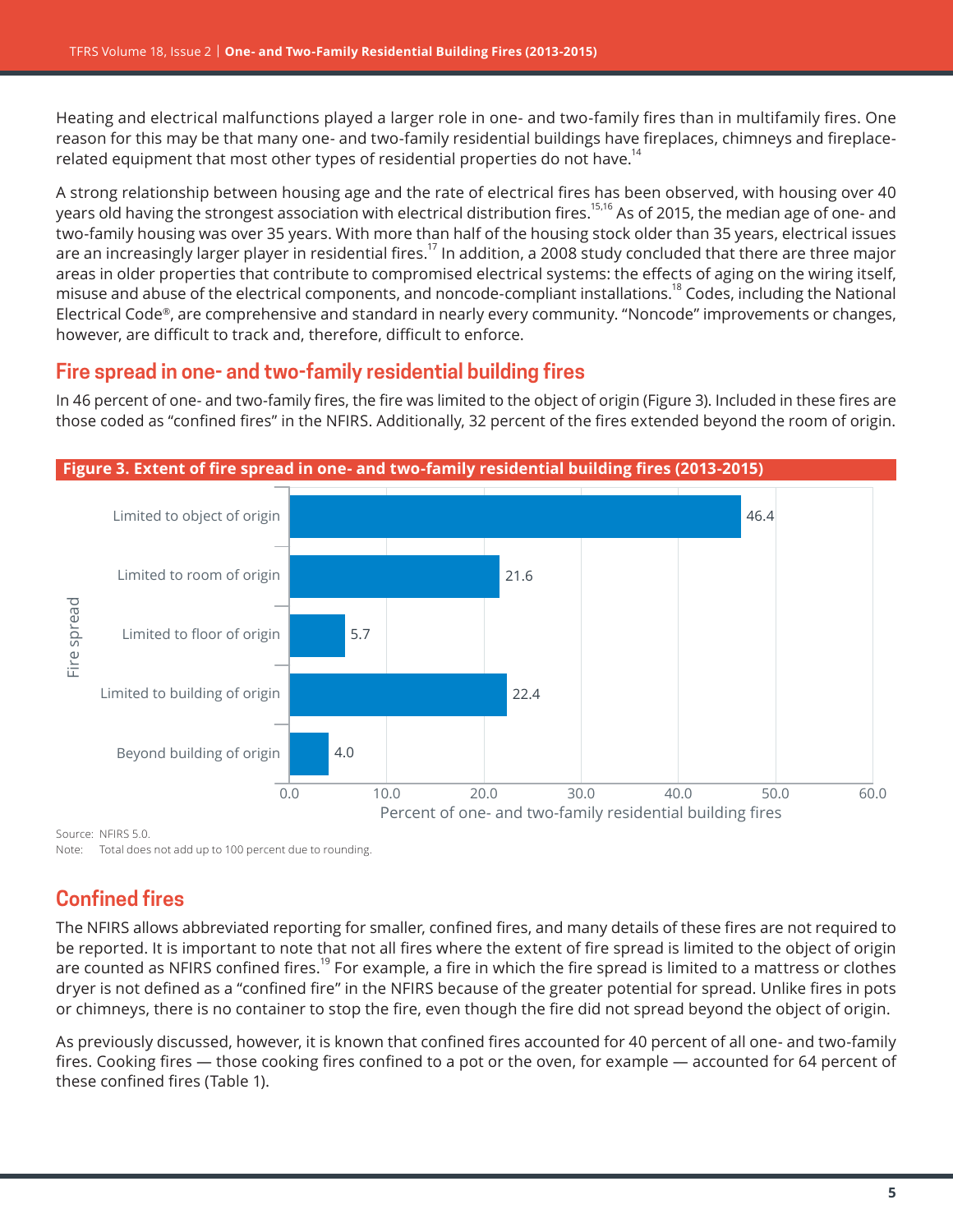Heating and electrical malfunctions played a larger role in one- and two-family fires than in multifamily fires. One reason for this may be that many one- and two-family residential buildings have fireplaces, chimneys and fireplace-related equipment that most other types of residential properties do not have.[14]

A strong relationship between housing age and the rate of electrical fires has been observed, with housing over 40 years old having the strongest association with electrical distribution fires.[15,16] As of 2015, the median age of one- and two-family housing was over 35 years. With more than half of the housing stock older than 35 years, electrical issues are an increasingly larger player in residential fires.[17] In addition, a 2008 study concluded that there are three major areas in older properties that contribute to compromised electrical systems: the effects of aging on the wiring itself, misuse and abuse of the electrical components, and noncode-compliant installations.[18] Codes, including the National Electrical Code®, are comprehensive and standard in nearly every community. "Noncode" improvements or changes, however, are difficult to track and, therefore, difficult to enforce.

## Fire spread in one- and two-family residential building fires

In 46 percent of one- and two-family fires, the fire was limited to the object of origin (Figure 3). Included in these fires are those coded as "confined fires" in the NFIRS. Additionally, 32 percent of the fires extended beyond the room of origin.

**Figure 3. Extent of fire spread in one- and two-family residential building fires (2013-2015)**

| Fire spread | Percent of one- and two-family residential building fires |
|---|---|
| Limited to object of origin | 46.4 |
| Limited to room of origin | 21.6 |
| Limited to floor of origin | 5.7 |
| Limited to building of origin | 22.4 |
| Beyond building of origin | 4.0 |

Source: NFIRS 5.0.
Note: Total does not add up to 100 percent due to rounding.

## Confined fires

The NFIRS allows abbreviated reporting for smaller, confined fires, and many details of these fires are not required to be reported. It is important to note that not all fires where the extent of fire spread is limited to the object of origin are counted as NFIRS confined fires.[19] For example, a fire in which the fire spread is limited to a mattress or clothes dryer is not defined as a "confined fire" in the NFIRS because of the greater potential for spread. Unlike fires in pots or chimneys, there is no container to stop the fire, even though the fire did not spread beyond the object of origin.

As previously discussed, however, it is known that confined fires accounted for 40 percent of all one- and two-family fires. Cooking fires — those cooking fires confined to a pot or the oven, for example — accounted for 64 percent of these confined fires (Table 1).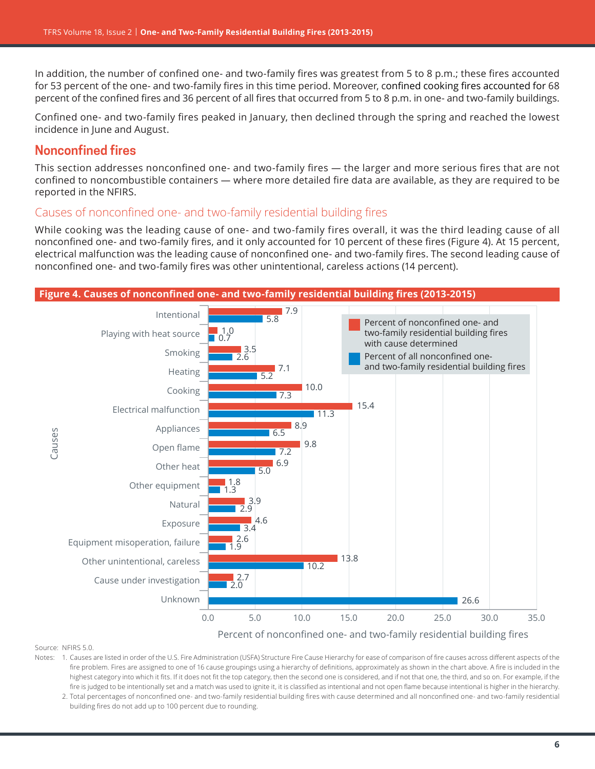In addition, the number of confined one- and two-family fires was greatest from 5 to 8 p.m.; these fires accounted for 53 percent of the one- and two-family fires in this time period. Moreover, confined cooking fires accounted for 68 percent of the confined fires and 36 percent of all fires that occurred from 5 to 8 p.m. in one- and two-family buildings.

Confined one- and two-family fires peaked in January, then declined through the spring and reached the lowest incidence in June and August.

## Nonconfined fires

This section addresses nonconfined one- and two-family fires — the larger and more serious fires that are not confined to noncombustible containers — where more detailed fire data are available, as they are required to be reported in the NFIRS.

### Causes of nonconfined one- and two-family residential building fires

While cooking was the leading cause of one- and two-family fires overall, it was the third leading cause of all nonconfined one- and two-family fires, and it only accounted for 10 percent of these fires (Figure 4). At 15 percent, electrical malfunction was the leading cause of nonconfined one- and two-family fires. The second leading cause of nonconfined one- and two-family fires was other unintentional, careless actions (14 percent).

**Figure 4. Causes of nonconfined one- and two-family residential building fires (2013-2015)**

| Causes | Percent of nonconfined one- and two-family residential building fires with cause determined | Percent of all nonconfined one- and two-family residential building fires |
|---|---|---|
| Intentional | 7.9 | 5.8 |
| Playing with heat source | 1.0 | 0.7 |
| Smoking | 3.5 | 2.6 |
| Heating | 7.1 | 5.2 |
| Cooking | 10.0 | 7.3 |
| Electrical malfunction | 15.4 | 11.3 |
| Appliances | 8.9 | 6.5 |
| Open flame | 9.8 | 7.2 |
| Other heat | 6.9 | 5.0 |
| Other equipment | 1.8 | 1.3 |
| Natural | 3.9 | 2.9 |
| Exposure | 4.6 | 3.4 |
| Equipment misoperation, failure | 2.6 | 1.9 |
| Other unintentional, careless | 13.8 | 10.2 |
| Cause under investigation | 2.7 | 2.0 |
| Unknown | | 26.6 |

Source: NFIRS 5.0.

Notes:
1. Causes are listed in order of the U.S. Fire Administration (USFA) Structure Fire Cause Hierarchy for ease of comparison of fire causes across different aspects of the fire problem. Fires are assigned to one of 16 cause groupings using a hierarchy of definitions, approximately as shown in the chart above. A fire is included in the highest category into which it fits. If it does not fit the top category, then the second one is considered, and if not that one, the third, and so on. For example, if the fire is judged to be intentionally set and a match was used to ignite it, it is classified as intentional and not open flame because intentional is higher in the hierarchy.
2. Total percentages of nonconfined one- and two-family residential building fires with cause determined and all nonconfined one- and two-family residential building fires do not add up to 100 percent due to rounding.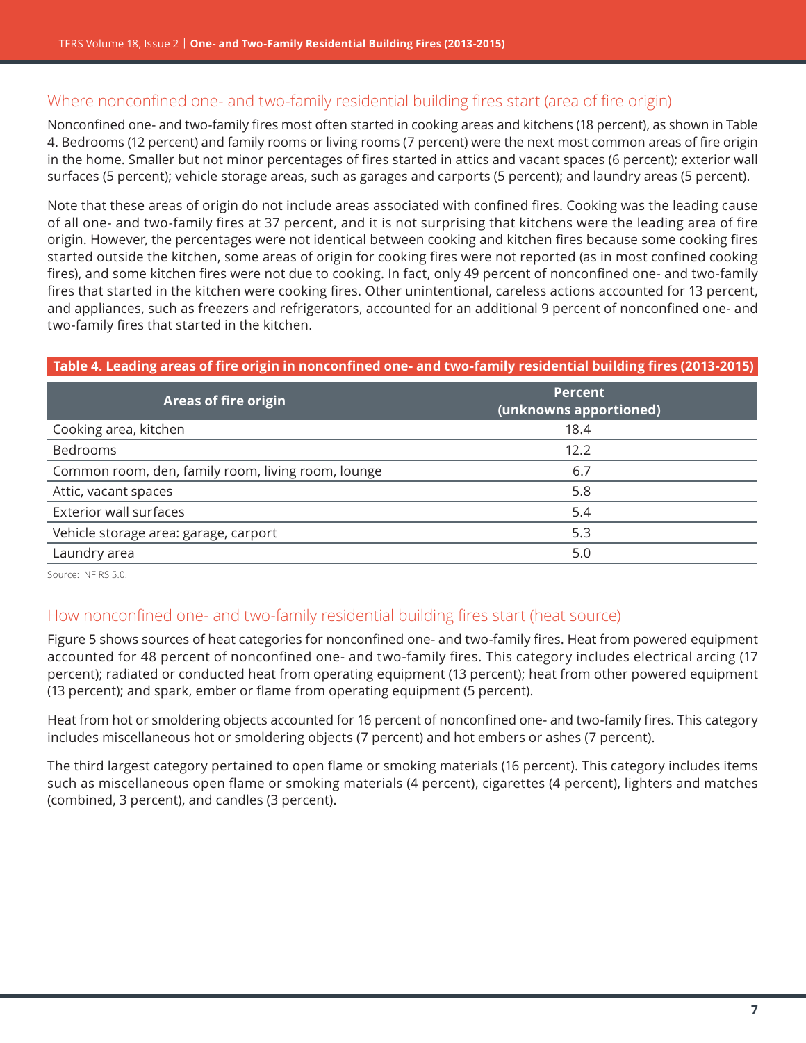## Where nonconfined one- and two-family residential building fires start (area of fire origin)

Nonconfined one- and two-family fires most often started in cooking areas and kitchens (18 percent), as shown in Table 4. Bedrooms (12 percent) and family rooms or living rooms (7 percent) were the next most common areas of fire origin in the home. Smaller but not minor percentages of fires started in attics and vacant spaces (6 percent); exterior wall surfaces (5 percent); vehicle storage areas, such as garages and carports (5 percent); and laundry areas (5 percent).

Note that these areas of origin do not include areas associated with confined fires. Cooking was the leading cause of all one- and two-family fires at 37 percent, and it is not surprising that kitchens were the leading area of fire origin. However, the percentages were not identical between cooking and kitchen fires because some cooking fires started outside the kitchen, some areas of origin for cooking fires were not reported (as in most confined cooking fires), and some kitchen fires were not due to cooking. In fact, only 49 percent of nonconfined one- and two-family fires that started in the kitchen were cooking fires. Other unintentional, careless actions accounted for 13 percent, and appliances, such as freezers and refrigerators, accounted for an additional 9 percent of nonconfined one- and two-family fires that started in the kitchen.

**Table 4. Leading areas of fire origin in nonconfined one- and two-family residential building fires (2013-2015)**

| Areas of fire origin | Percent (unknowns apportioned) |
|---|---|
| Cooking area, kitchen | 18.4 |
| Bedrooms | 12.2 |
| Common room, den, family room, living room, lounge | 6.7 |
| Attic, vacant spaces | 5.8 |
| Exterior wall surfaces | 5.4 |
| Vehicle storage area: garage, carport | 5.3 |
| Laundry area | 5.0 |

Source: NFIRS 5.0.

## How nonconfined one- and two-family residential building fires start (heat source)

Figure 5 shows sources of heat categories for nonconfined one- and two-family fires. Heat from powered equipment accounted for 48 percent of nonconfined one- and two-family fires. This category includes electrical arcing (17 percent); radiated or conducted heat from operating equipment (13 percent); heat from other powered equipment (13 percent); and spark, ember or flame from operating equipment (5 percent).

Heat from hot or smoldering objects accounted for 16 percent of nonconfined one- and two-family fires. This category includes miscellaneous hot or smoldering objects (7 percent) and hot embers or ashes (7 percent).

The third largest category pertained to open flame or smoking materials (16 percent). This category includes items such as miscellaneous open flame or smoking materials (4 percent), cigarettes (4 percent), lighters and matches (combined, 3 percent), and candles (3 percent).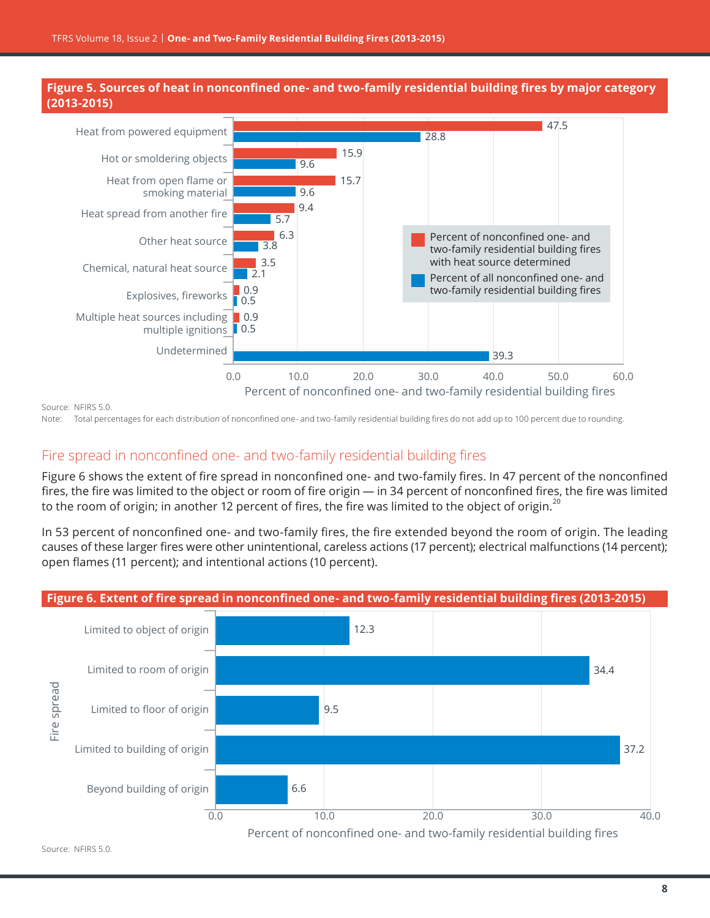**Figure 5. Sources of heat in nonconfined one- and two-family residential building fires by major category (2013-2015)**

| Heat source | Percent of nonconfined one- and two-family residential building fires with heat source determined | Percent of all nonconfined one- and two-family residential building fires |
|---|---|---|
| Heat from powered equipment | 47.5 | 28.8 |
| Hot or smoldering objects | 15.9 | 9.6 |
| Heat from open flame or smoking material | 15.7 | 9.6 |
| Heat spread from another fire | 9.4 | 5.7 |
| Other heat source | 6.3 | 3.8 |
| Chemical, natural heat source | 3.5 | 2.1 |
| Explosives, fireworks | 0.9 | 0.5 |
| Multiple heat sources including multiple ignitions | 0.9 | 0.5 |
| Undetermined | | 39.3 |

Source: NFIRS 5.0.

Note: Total percentages for each distribution of nonconfined one- and two-family residential building fires do not add up to 100 percent due to rounding.

## Fire spread in nonconfined one- and two-family residential building fires

Figure 6 shows the extent of fire spread in nonconfined one- and two-family fires. In 47 percent of the nonconfined fires, the fire was limited to the object or room of fire origin — in 34 percent of nonconfined fires, the fire was limited to the room of origin; in another 12 percent of fires, the fire was limited to the object of origin.[20]

In 53 percent of nonconfined one- and two-family fires, the fire extended beyond the room of origin. The leading causes of these larger fires were other unintentional, careless actions (17 percent); electrical malfunctions (14 percent); open flames (11 percent); and intentional actions (10 percent).

**Figure 6. Extent of fire spread in nonconfined one- and two-family residential building fires (2013-2015)**

| Fire spread | Percent of nonconfined one- and two-family residential building fires |
|---|---|
| Limited to object of origin | 12.3 |
| Limited to room of origin | 34.4 |
| Limited to floor of origin | 9.5 |
| Limited to building of origin | 37.2 |
| Beyond building of origin | 6.6 |

Source: NFIRS 5.0.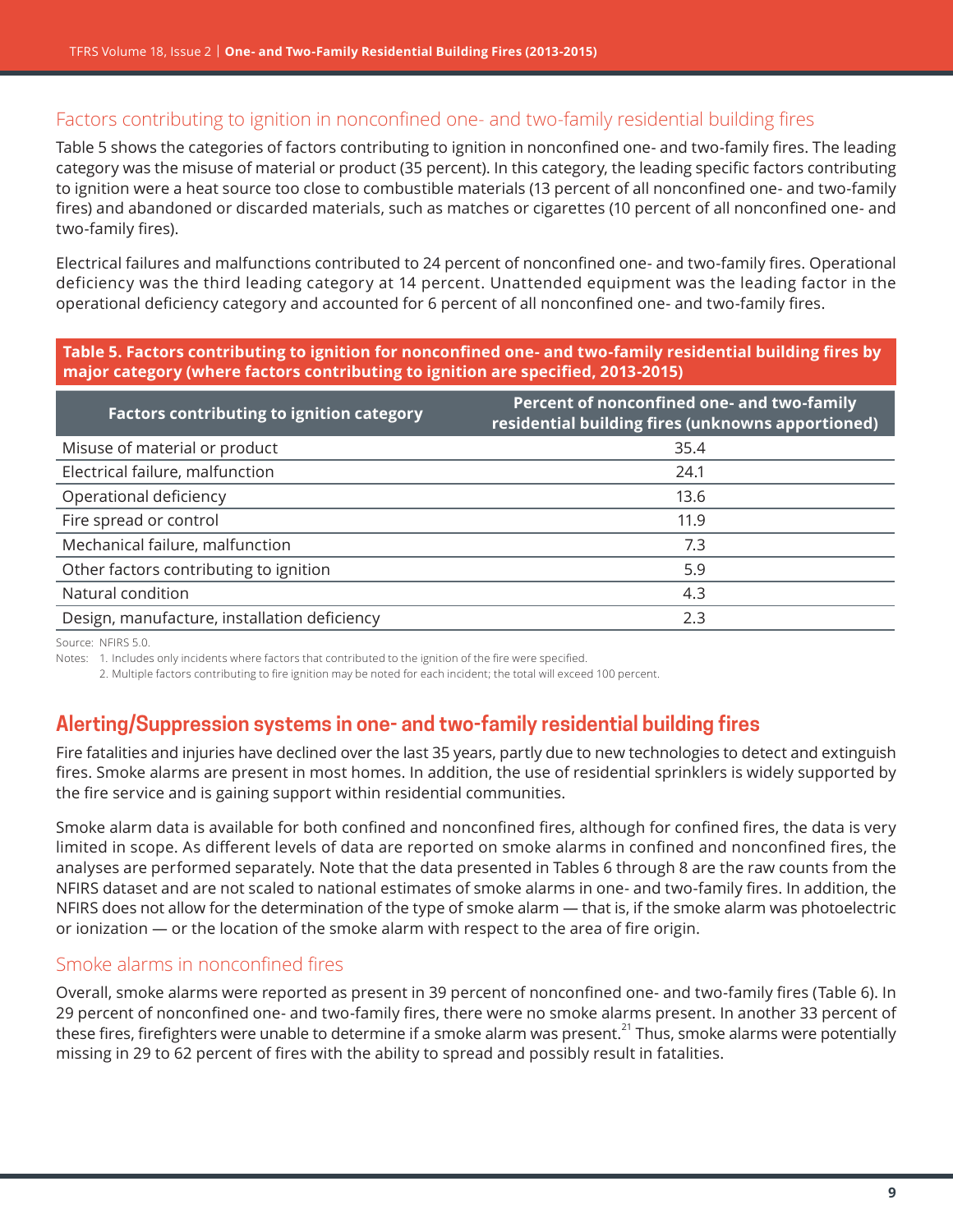### Factors contributing to ignition in nonconfined one- and two-family residential building fires

Table 5 shows the categories of factors contributing to ignition in nonconfined one- and two-family fires. The leading category was the misuse of material or product (35 percent). In this category, the leading specific factors contributing to ignition were a heat source too close to combustible materials (13 percent of all nonconfined one- and two-family fires) and abandoned or discarded materials, such as matches or cigarettes (10 percent of all nonconfined one- and two-family fires).

Electrical failures and malfunctions contributed to 24 percent of nonconfined one- and two-family fires. Operational deficiency was the third leading category at 14 percent. Unattended equipment was the leading factor in the operational deficiency category and accounted for 6 percent of all nonconfined one- and two-family fires.

**Table 5. Factors contributing to ignition for nonconfined one- and two-family residential building fires by major category (where factors contributing to ignition are specified, 2013-2015)**

| Factors contributing to ignition category | Percent of nonconfined one- and two-family residential building fires (unknowns apportioned) |
|---|---|
| Misuse of material or product | 35.4 |
| Electrical failure, malfunction | 24.1 |
| Operational deficiency | 13.6 |
| Fire spread or control | 11.9 |
| Mechanical failure, malfunction | 7.3 |
| Other factors contributing to ignition | 5.9 |
| Natural condition | 4.3 |
| Design, manufacture, installation deficiency | 2.3 |

Source: NFIRS 5.0.

Notes: 1. Includes only incidents where factors that contributed to the ignition of the fire were specified.

2. Multiple factors contributing to fire ignition may be noted for each incident; the total will exceed 100 percent.

## Alerting/Suppression systems in one- and two-family residential building fires

Fire fatalities and injuries have declined over the last 35 years, partly due to new technologies to detect and extinguish fires. Smoke alarms are present in most homes. In addition, the use of residential sprinklers is widely supported by the fire service and is gaining support within residential communities.

Smoke alarm data is available for both confined and nonconfined fires, although for confined fires, the data is very limited in scope. As different levels of data are reported on smoke alarms in confined and nonconfined fires, the analyses are performed separately. Note that the data presented in Tables 6 through 8 are the raw counts from the NFIRS dataset and are not scaled to national estimates of smoke alarms in one- and two-family fires. In addition, the NFIRS does not allow for the determination of the type of smoke alarm — that is, if the smoke alarm was photoelectric or ionization — or the location of the smoke alarm with respect to the area of fire origin.

### Smoke alarms in nonconfined fires

Overall, smoke alarms were reported as present in 39 percent of nonconfined one- and two-family fires (Table 6). In 29 percent of nonconfined one- and two-family fires, there were no smoke alarms present. In another 33 percent of these fires, firefighters were unable to determine if a smoke alarm was present.[21] Thus, smoke alarms were potentially missing in 29 to 62 percent of fires with the ability to spread and possibly result in fatalities.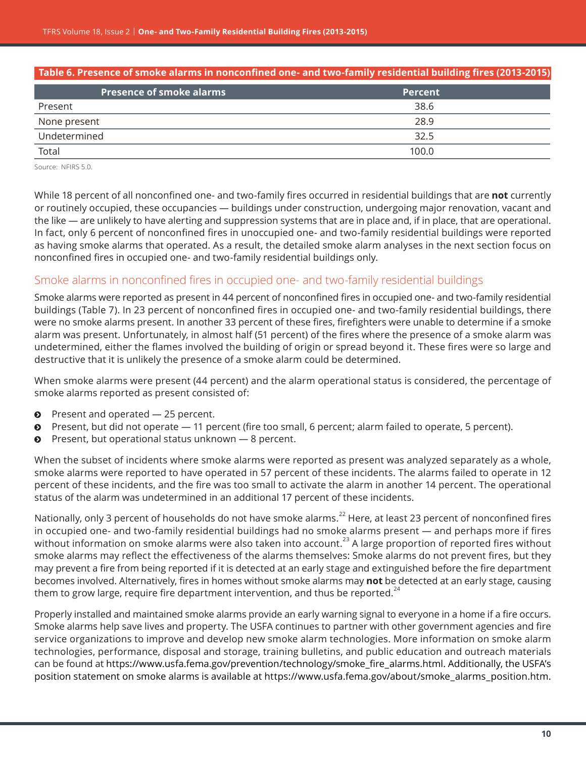**Table 6. Presence of smoke alarms in nonconfined one- and two-family residential building fires (2013-2015)**

| Presence of smoke alarms | Percent |
|---|---|
| Present | 38.6 |
| None present | 28.9 |
| Undetermined | 32.5 |
| Total | 100.0 |

Source: NFIRS 5.0.

While 18 percent of all nonconfined one- and two-family fires occurred in residential buildings that are **not** currently or routinely occupied, these occupancies — buildings under construction, undergoing major renovation, vacant and the like — are unlikely to have alerting and suppression systems that are in place and, if in place, that are operational. In fact, only 6 percent of nonconfined fires in unoccupied one- and two-family residential buildings were reported as having smoke alarms that operated. As a result, the detailed smoke alarm analyses in the next section focus on nonconfined fires in occupied one- and two-family residential buildings only.

## Smoke alarms in nonconfined fires in occupied one- and two-family residential buildings

Smoke alarms were reported as present in 44 percent of nonconfined fires in occupied one- and two-family residential buildings (Table 7). In 23 percent of nonconfined fires in occupied one- and two-family residential buildings, there were no smoke alarms present. In another 33 percent of these fires, firefighters were unable to determine if a smoke alarm was present. Unfortunately, in almost half (51 percent) of the fires where the presence of a smoke alarm was undetermined, either the flames involved the building of origin or spread beyond it. These fires were so large and destructive that it is unlikely the presence of a smoke alarm could be determined.

When smoke alarms were present (44 percent) and the alarm operational status is considered, the percentage of smoke alarms reported as present consisted of:

- Present and operated — 25 percent.
- Present, but did not operate — 11 percent (fire too small, 6 percent; alarm failed to operate, 5 percent).
- Present, but operational status unknown — 8 percent.

When the subset of incidents where smoke alarms were reported as present was analyzed separately as a whole, smoke alarms were reported to have operated in 57 percent of these incidents. The alarms failed to operate in 12 percent of these incidents, and the fire was too small to activate the alarm in another 14 percent. The operational status of the alarm was undetermined in an additional 17 percent of these incidents.

Nationally, only 3 percent of households do not have smoke alarms.[22] Here, at least 23 percent of nonconfined fires in occupied one- and two-family residential buildings had no smoke alarms present — and perhaps more if fires without information on smoke alarms were also taken into account.[23] A large proportion of reported fires without smoke alarms may reflect the effectiveness of the alarms themselves: Smoke alarms do not prevent fires, but they may prevent a fire from being reported if it is detected at an early stage and extinguished before the fire department becomes involved. Alternatively, fires in homes without smoke alarms may **not** be detected at an early stage, causing them to grow large, require fire department intervention, and thus be reported.[24]

Properly installed and maintained smoke alarms provide an early warning signal to everyone in a home if a fire occurs. Smoke alarms help save lives and property. The USFA continues to partner with other government agencies and fire service organizations to improve and develop new smoke alarm technologies. More information on smoke alarm technologies, performance, disposal and storage, training bulletins, and public education and outreach materials can be found at https://www.usfa.fema.gov/prevention/technology/smoke_fire_alarms.html. Additionally, the USFA's position statement on smoke alarms is available at https://www.usfa.fema.gov/about/smoke_alarms_position.htm.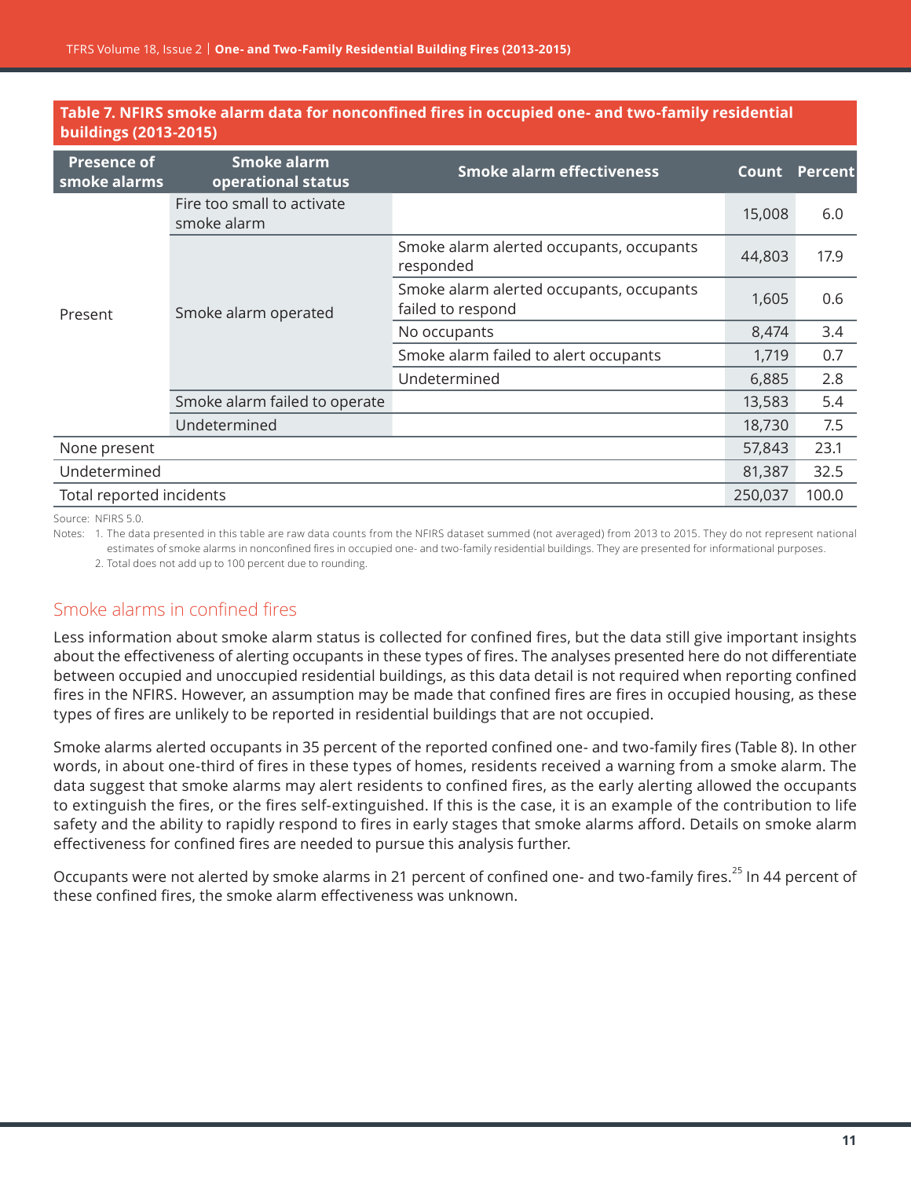**Table 7. NFIRS smoke alarm data for nonconfined fires in occupied one- and two-family residential buildings (2013-2015)**

| Presence of smoke alarms | Smoke alarm operational status | Smoke alarm effectiveness | Count | Percent |
|---|---|---|---|---|
| Present | Fire too small to activate smoke alarm | | 15,008 | 6.0 |
| | Smoke alarm operated | Smoke alarm alerted occupants, occupants responded | 44,803 | 17.9 |
| | | Smoke alarm alerted occupants, occupants failed to respond | 1,605 | 0.6 |
| | | No occupants | 8,474 | 3.4 |
| | | Smoke alarm failed to alert occupants | 1,719 | 0.7 |
| | | Undetermined | 6,885 | 2.8 |
| | Smoke alarm failed to operate | | 13,583 | 5.4 |
| | Undetermined | | 18,730 | 7.5 |
| None present | | | 57,843 | 23.1 |
| Undetermined | | | 81,387 | 32.5 |
| Total reported incidents | | | 250,037 | 100.0 |

Source: NFIRS 5.0.

Notes: 1. The data presented in this table are raw data counts from the NFIRS dataset summed (not averaged) from 2013 to 2015. They do not represent national estimates of smoke alarms in nonconfined fires in occupied one- and two-family residential buildings. They are presented for informational purposes.

2. Total does not add up to 100 percent due to rounding.

## Smoke alarms in confined fires

Less information about smoke alarm status is collected for confined fires, but the data still give important insights about the effectiveness of alerting occupants in these types of fires. The analyses presented here do not differentiate between occupied and unoccupied residential buildings, as this data detail is not required when reporting confined fires in the NFIRS. However, an assumption may be made that confined fires are fires in occupied housing, as these types of fires are unlikely to be reported in residential buildings that are not occupied.

Smoke alarms alerted occupants in 35 percent of the reported confined one- and two-family fires (Table 8). In other words, in about one-third of fires in these types of homes, residents received a warning from a smoke alarm. The data suggest that smoke alarms may alert residents to confined fires, as the early alerting allowed the occupants to extinguish the fires, or the fires self-extinguished. If this is the case, it is an example of the contribution to life safety and the ability to rapidly respond to fires in early stages that smoke alarms afford. Details on smoke alarm effectiveness for confined fires are needed to pursue this analysis further.

Occupants were not alerted by smoke alarms in 21 percent of confined one- and two-family fires.[25] In 44 percent of these confined fires, the smoke alarm effectiveness was unknown.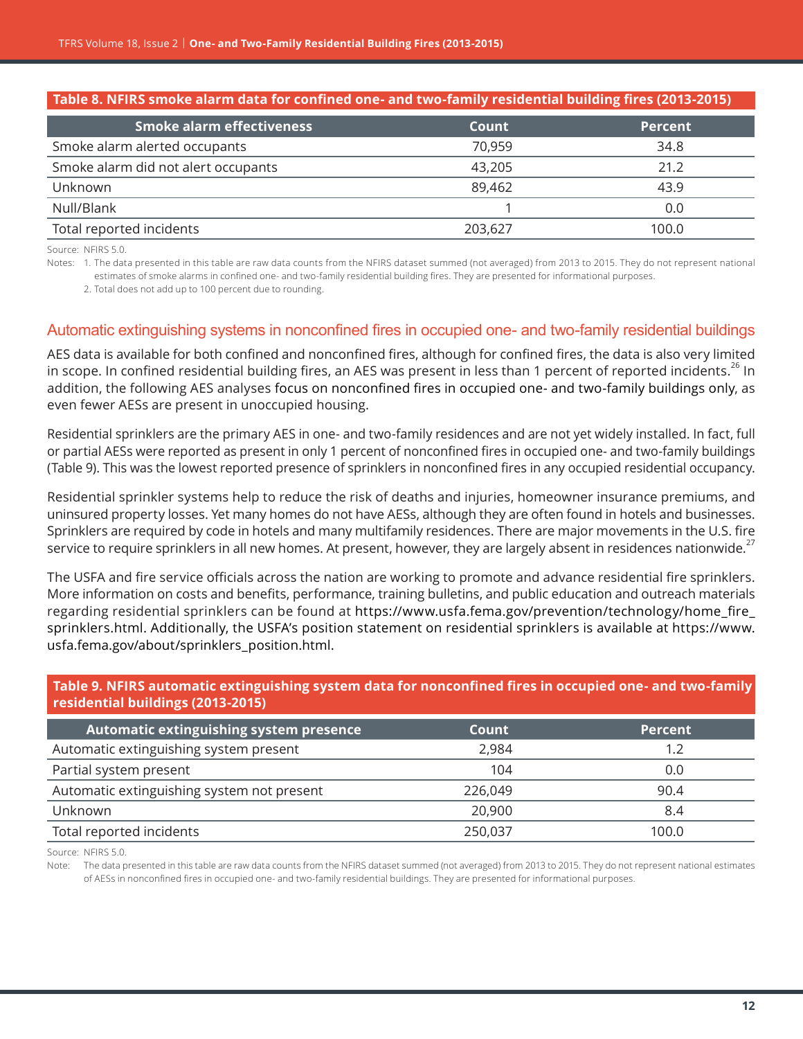**Table 8. NFIRS smoke alarm data for confined one- and two-family residential building fires (2013-2015)**

| Smoke alarm effectiveness | Count | Percent |
|---|---|---|
| Smoke alarm alerted occupants | 70,959 | 34.8 |
| Smoke alarm did not alert occupants | 43,205 | 21.2 |
| Unknown | 89,462 | 43.9 |
| Null/Blank | 1 | 0.0 |
| Total reported incidents | 203,627 | 100.0 |

Source: NFIRS 5.0.

Notes: 1. The data presented in this table are raw data counts from the NFIRS dataset summed (not averaged) from 2013 to 2015. They do not represent national estimates of smoke alarms in confined one- and two-family residential building fires. They are presented for informational purposes.

2. Total does not add up to 100 percent due to rounding.

## Automatic extinguishing systems in nonconfined fires in occupied one- and two-family residential buildings

AES data is available for both confined and nonconfined fires, although for confined fires, the data is also very limited in scope. In confined residential building fires, an AES was present in less than 1 percent of reported incidents.[26] In addition, the following AES analyses focus on nonconfined fires in occupied one- and two-family buildings only, as even fewer AESs are present in unoccupied housing.

Residential sprinklers are the primary AES in one- and two-family residences and are not yet widely installed. In fact, full or partial AESs were reported as present in only 1 percent of nonconfined fires in occupied one- and two-family buildings (Table 9). This was the lowest reported presence of sprinklers in nonconfined fires in any occupied residential occupancy.

Residential sprinkler systems help to reduce the risk of deaths and injuries, homeowner insurance premiums, and uninsured property losses. Yet many homes do not have AESs, although they are often found in hotels and businesses. Sprinklers are required by code in hotels and many multifamily residences. There are major movements in the U.S. fire service to require sprinklers in all new homes. At present, however, they are largely absent in residences nationwide.[27]

The USFA and fire service officials across the nation are working to promote and advance residential fire sprinklers. More information on costs and benefits, performance, training bulletins, and public education and outreach materials regarding residential sprinklers can be found at https://www.usfa.fema.gov/prevention/technology/home_fire_sprinklers.html. Additionally, the USFA's position statement on residential sprinklers is available at https://www.usfa.fema.gov/about/sprinklers_position.html.

**Table 9. NFIRS automatic extinguishing system data for nonconfined fires in occupied one- and two-family residential buildings (2013-2015)**

| Automatic extinguishing system presence | Count | Percent |
|---|---|---|
| Automatic extinguishing system present | 2,984 | 1.2 |
| Partial system present | 104 | 0.0 |
| Automatic extinguishing system not present | 226,049 | 90.4 |
| Unknown | 20,900 | 8.4 |
| Total reported incidents | 250,037 | 100.0 |

Source: NFIRS 5.0.

Note: The data presented in this table are raw data counts from the NFIRS dataset summed (not averaged) from 2013 to 2015. They do not represent national estimates of AESs in nonconfined fires in occupied one- and two-family residential buildings. They are presented for informational purposes.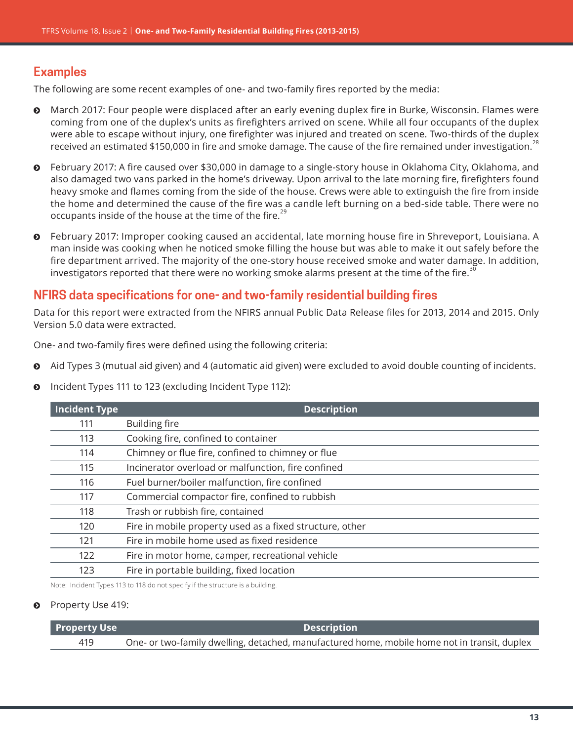## Examples

The following are some recent examples of one- and two-family fires reported by the media:

- March 2017: Four people were displaced after an early evening duplex fire in Burke, Wisconsin. Flames were coming from one of the duplex's units as firefighters arrived on scene. While all four occupants of the duplex were able to escape without injury, one firefighter was injured and treated on scene. Two-thirds of the duplex received an estimated $150,000 in fire and smoke damage. The cause of the fire remained under investigation.[28]
- February 2017: A fire caused over $30,000 in damage to a single-story house in Oklahoma City, Oklahoma, and also damaged two vans parked in the home's driveway. Upon arrival to the late morning fire, firefighters found heavy smoke and flames coming from the side of the house. Crews were able to extinguish the fire from inside the home and determined the cause of the fire was a candle left burning on a bed-side table. There were no occupants inside of the house at the time of the fire.[29]
- February 2017: Improper cooking caused an accidental, late morning house fire in Shreveport, Louisiana. A man inside was cooking when he noticed smoke filling the house but was able to make it out safely before the fire department arrived. The majority of the one-story house received smoke and water damage. In addition, investigators reported that there were no working smoke alarms present at the time of the fire.[30]

## NFIRS data specifications for one- and two-family residential building fires

Data for this report were extracted from the NFIRS annual Public Data Release files for 2013, 2014 and 2015. Only Version 5.0 data were extracted.

One- and two-family fires were defined using the following criteria:

- Aid Types 3 (mutual aid given) and 4 (automatic aid given) were excluded to avoid double counting of incidents.
- Incident Types 111 to 123 (excluding Incident Type 112):

| Incident Type | Description |
|---|---|
| 111 | Building fire |
| 113 | Cooking fire, confined to container |
| 114 | Chimney or flue fire, confined to chimney or flue |
| 115 | Incinerator overload or malfunction, fire confined |
| 116 | Fuel burner/boiler malfunction, fire confined |
| 117 | Commercial compactor fire, confined to rubbish |
| 118 | Trash or rubbish fire, contained |
| 120 | Fire in mobile property used as a fixed structure, other |
| 121 | Fire in mobile home used as fixed residence |
| 122 | Fire in motor home, camper, recreational vehicle |
| 123 | Fire in portable building, fixed location |

Note: Incident Types 113 to 118 do not specify if the structure is a building.

- Property Use 419:

| Property Use | Description |
|---|---|
| 419 | One- or two-family dwelling, detached, manufactured home, mobile home not in transit, duplex |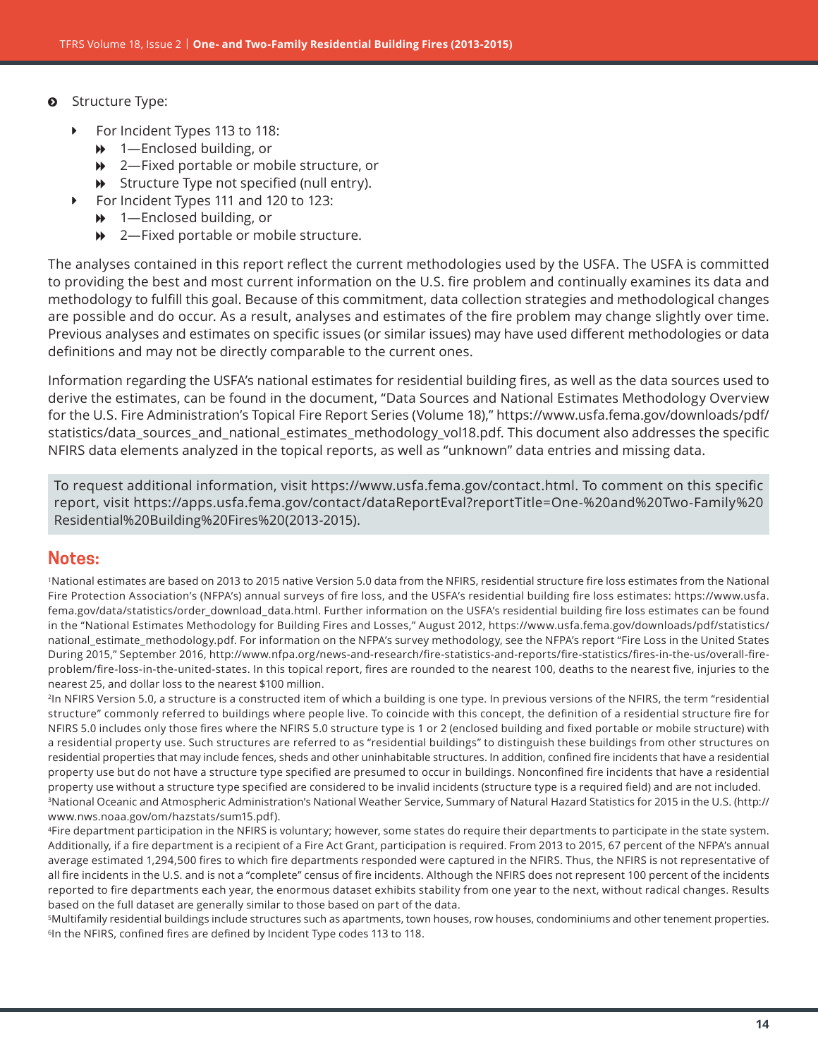- Structure Type:
  - For Incident Types 113 to 118:
    - 1—Enclosed building, or
    - 2—Fixed portable or mobile structure, or
    - Structure Type not specified (null entry).
  - For Incident Types 111 and 120 to 123:
    - 1—Enclosed building, or
    - 2—Fixed portable or mobile structure.

The analyses contained in this report reflect the current methodologies used by the USFA. The USFA is committed to providing the best and most current information on the U.S. fire problem and continually examines its data and methodology to fulfill this goal. Because of this commitment, data collection strategies and methodological changes are possible and do occur. As a result, analyses and estimates of the fire problem may change slightly over time. Previous analyses and estimates on specific issues (or similar issues) may have used different methodologies or data definitions and may not be directly comparable to the current ones.

Information regarding the USFA's national estimates for residential building fires, as well as the data sources used to derive the estimates, can be found in the document, "Data Sources and National Estimates Methodology Overview for the U.S. Fire Administration's Topical Fire Report Series (Volume 18)," https://www.usfa.fema.gov/downloads/pdf/statistics/data_sources_and_national_estimates_methodology_vol18.pdf. This document also addresses the specific NFIRS data elements analyzed in the topical reports, as well as "unknown" data entries and missing data.

To request additional information, visit https://www.usfa.fema.gov/contact.html. To comment on this specific report, visit https://apps.usfa.fema.gov/contact/dataReportEval?reportTitle=One-%20and%20Two-Family%20Residential%20Building%20Fires%20(2013-2015).

## Notes:

[1]National estimates are based on 2013 to 2015 native Version 5.0 data from the NFIRS, residential structure fire loss estimates from the National Fire Protection Association's (NFPA's) annual surveys of fire loss, and the USFA's residential building fire loss estimates: https://www.usfa.fema.gov/data/statistics/order_download_data.html. Further information on the USFA's residential building fire loss estimates can be found in the "National Estimates Methodology for Building Fires and Losses," August 2012, https://www.usfa.fema.gov/downloads/pdf/statistics/national_estimate_methodology.pdf. For information on the NFPA's survey methodology, see the NFPA's report "Fire Loss in the United States During 2015," September 2016, http://www.nfpa.org/news-and-research/fire-statistics-and-reports/fire-statistics/fires-in-the-us/overall-fire-problem/fire-loss-in-the-united-states. In this topical report, fires are rounded to the nearest 100, deaths to the nearest five, injuries to the nearest 25, and dollar loss to the nearest $100 million.

[2]In NFIRS Version 5.0, a structure is a constructed item of which a building is one type. In previous versions of the NFIRS, the term "residential structure" commonly referred to buildings where people live. To coincide with this concept, the definition of a residential structure fire for NFIRS 5.0 includes only those fires where the NFIRS 5.0 structure type is 1 or 2 (enclosed building and fixed portable or mobile structure) with a residential property use. Such structures are referred to as "residential buildings" to distinguish these buildings from other structures on residential properties that may include fences, sheds and other uninhabitable structures. In addition, confined fire incidents that have a residential property use but do not have a structure type specified are presumed to occur in buildings. Nonconfined fire incidents that have a residential property use without a structure type specified are considered to be invalid incidents (structure type is a required field) and are not included.

[3]National Oceanic and Atmospheric Administration's National Weather Service, Summary of Natural Hazard Statistics for 2015 in the U.S. (http://www.nws.noaa.gov/om/hazstats/sum15.pdf).

[4]Fire department participation in the NFIRS is voluntary; however, some states do require their departments to participate in the state system. Additionally, if a fire department is a recipient of a Fire Act Grant, participation is required. From 2013 to 2015, 67 percent of the NFPA's annual average estimated 1,294,500 fires to which fire departments responded were captured in the NFIRS. Thus, the NFIRS is not representative of all fire incidents in the U.S. and is not a "complete" census of fire incidents. Although the NFIRS does not represent 100 percent of the incidents reported to fire departments each year, the enormous dataset exhibits stability from one year to the next, without radical changes. Results based on the full dataset are generally similar to those based on part of the data.

[5]Multifamily residential buildings include structures such as apartments, town houses, row houses, condominiums and other tenement properties.

[6]In the NFIRS, confined fires are defined by Incident Type codes 113 to 118.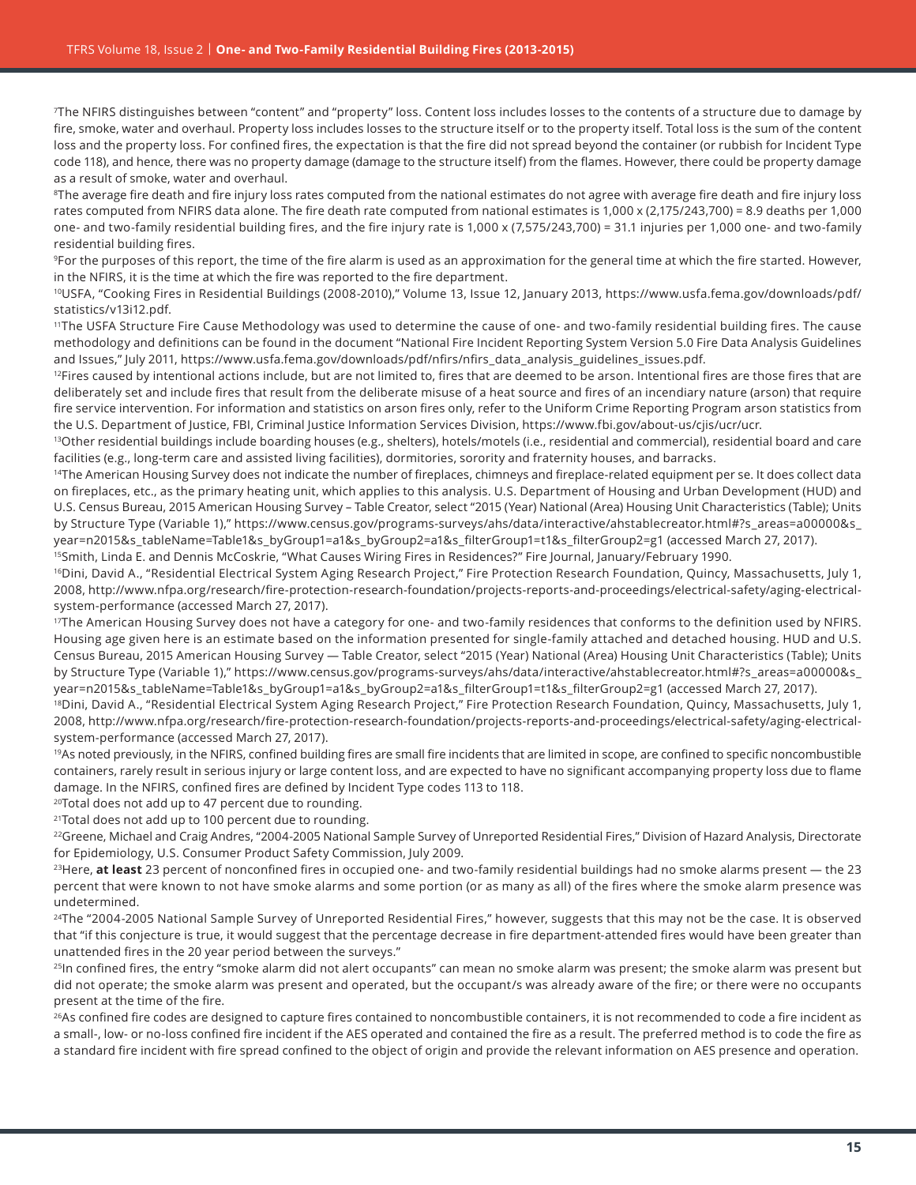[7]The NFIRS distinguishes between "content" and "property" loss. Content loss includes losses to the contents of a structure due to damage by fire, smoke, water and overhaul. Property loss includes losses to the structure itself or to the property itself. Total loss is the sum of the content loss and the property loss. For confined fires, the expectation is that the fire did not spread beyond the container (or rubbish for Incident Type code 118), and hence, there was no property damage (damage to the structure itself) from the flames. However, there could be property damage as a result of smoke, water and overhaul.

[8]The average fire death and fire injury loss rates computed from the national estimates do not agree with average fire death and fire injury loss rates computed from NFIRS data alone. The fire death rate computed from national estimates is 1,000 x (2,175/243,700) = 8.9 deaths per 1,000 one- and two-family residential building fires, and the fire injury rate is 1,000 x (7,575/243,700) = 31.1 injuries per 1,000 one- and two-family residential building fires.

[9]For the purposes of this report, the time of the fire alarm is used as an approximation for the general time at which the fire started. However, in the NFIRS, it is the time at which the fire was reported to the fire department.

[10]USFA, "Cooking Fires in Residential Buildings (2008-2010)," Volume 13, Issue 12, January 2013, https://www.usfa.fema.gov/downloads/pdf/statistics/v13i12.pdf.

[11]The USFA Structure Fire Cause Methodology was used to determine the cause of one- and two-family residential building fires. The cause methodology and definitions can be found in the document "National Fire Incident Reporting System Version 5.0 Fire Data Analysis Guidelines and Issues," July 2011, https://www.usfa.fema.gov/downloads/pdf/nfirs/nfirs_data_analysis_guidelines_issues.pdf.

[12]Fires caused by intentional actions include, but are not limited to, fires that are deemed to be arson. Intentional fires are those fires that are deliberately set and include fires that result from the deliberate misuse of a heat source and fires of an incendiary nature (arson) that require fire service intervention. For information and statistics on arson fires only, refer to the Uniform Crime Reporting Program arson statistics from the U.S. Department of Justice, FBI, Criminal Justice Information Services Division, https://www.fbi.gov/about-us/cjis/ucr/ucr.

[13]Other residential buildings include boarding houses (e.g., shelters), hotels/motels (i.e., residential and commercial), residential board and care facilities (e.g., long-term care and assisted living facilities), dormitories, sorority and fraternity houses, and barracks.

[14]The American Housing Survey does not indicate the number of fireplaces, chimneys and fireplace-related equipment per se. It does collect data on fireplaces, etc., as the primary heating unit, which applies to this analysis. U.S. Department of Housing and Urban Development (HUD) and U.S. Census Bureau, 2015 American Housing Survey – Table Creator, select "2015 (Year) National (Area) Housing Unit Characteristics (Table); Units by Structure Type (Variable 1)," https://www.census.gov/programs-surveys/ahs/data/interactive/ahstablecreator.html#?s_areas=a00000&s_year=n2015&s_tableName=Table1&s_byGroup1=a1&s_byGroup2=a1&s_filterGroup1=t1&s_filterGroup2=g1 (accessed March 27, 2017).

[15]Smith, Linda E. and Dennis McCoskrie, "What Causes Wiring Fires in Residences?" Fire Journal, January/February 1990.

[16]Dini, David A., "Residential Electrical System Aging Research Project," Fire Protection Research Foundation, Quincy, Massachusetts, July 1, 2008, http://www.nfpa.org/research/fire-protection-research-foundation/projects-reports-and-proceedings/electrical-safety/aging-electrical-system-performance (accessed March 27, 2017).

[17]The American Housing Survey does not have a category for one- and two-family residences that conforms to the definition used by NFIRS. Housing age given here is an estimate based on the information presented for single-family attached and detached housing. HUD and U.S. Census Bureau, 2015 American Housing Survey — Table Creator, select "2015 (Year) National (Area) Housing Unit Characteristics (Table); Units by Structure Type (Variable 1)," https://www.census.gov/programs-surveys/ahs/data/interactive/ahstablecreator.html#?s_areas=a00000&s_year=n2015&s_tableName=Table1&s_byGroup1=a1&s_byGroup2=a1&s_filterGroup1=t1&s_filterGroup2=g1 (accessed March 27, 2017).

[18]Dini, David A., "Residential Electrical System Aging Research Project," Fire Protection Research Foundation, Quincy, Massachusetts, July 1, 2008, http://www.nfpa.org/research/fire-protection-research-foundation/projects-reports-and-proceedings/electrical-safety/aging-electrical-system-performance (accessed March 27, 2017).

[19]As noted previously, in the NFIRS, confined building fires are small fire incidents that are limited in scope, are confined to specific noncombustible containers, rarely result in serious injury or large content loss, and are expected to have no significant accompanying property loss due to flame damage. In the NFIRS, confined fires are defined by Incident Type codes 113 to 118.

[20]Total does not add up to 47 percent due to rounding.

[21]Total does not add up to 100 percent due to rounding.

[22]Greene, Michael and Craig Andres, "2004-2005 National Sample Survey of Unreported Residential Fires," Division of Hazard Analysis, Directorate for Epidemiology, U.S. Consumer Product Safety Commission, July 2009.

[23]Here, **at least** 23 percent of nonconfined fires in occupied one- and two-family residential buildings had no smoke alarms present — the 23 percent that were known to not have smoke alarms and some portion (or as many as all) of the fires where the smoke alarm presence was undetermined.

[24]The "2004-2005 National Sample Survey of Unreported Residential Fires," however, suggests that this may not be the case. It is observed that "if this conjecture is true, it would suggest that the percentage decrease in fire department-attended fires would have been greater than unattended fires in the 20 year period between the surveys."

[25]In confined fires, the entry "smoke alarm did not alert occupants" can mean no smoke alarm was present; the smoke alarm was present but did not operate; the smoke alarm was present and operated, but the occupant/s was already aware of the fire; or there were no occupants present at the time of the fire.

[26]As confined fire codes are designed to capture fires contained to noncombustible containers, it is not recommended to code a fire incident as a small-, low- or no-loss confined fire incident if the AES operated and contained the fire as a result. The preferred method is to code the fire as a standard fire incident with fire spread confined to the object of origin and provide the relevant information on AES presence and operation.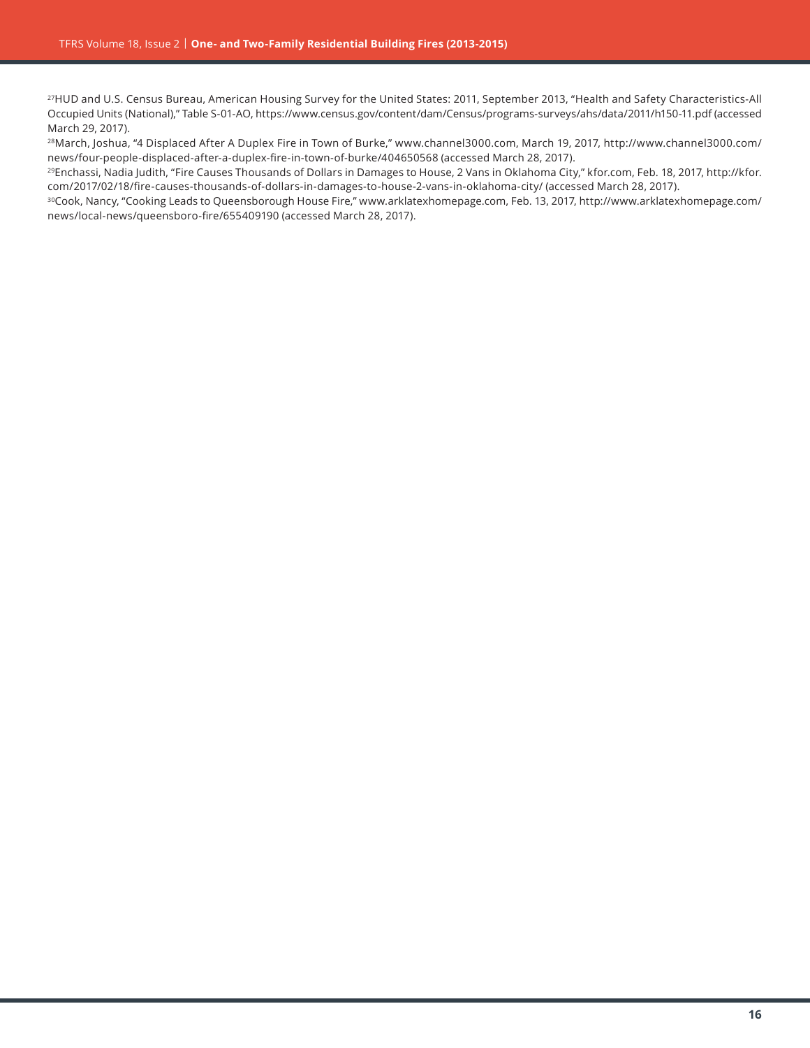[27]HUD and U.S. Census Bureau, American Housing Survey for the United States: 2011, September 2013, "Health and Safety Characteristics-All Occupied Units (National)," Table S-01-AO, https://www.census.gov/content/dam/Census/programs-surveys/ahs/data/2011/h150-11.pdf (accessed March 29, 2017).

[28]March, Joshua, "4 Displaced After A Duplex Fire in Town of Burke," www.channel3000.com, March 19, 2017, http://www.channel3000.com/news/four-people-displaced-after-a-duplex-fire-in-town-of-burke/404650568 (accessed March 28, 2017).

[29]Enchassi, Nadia Judith, "Fire Causes Thousands of Dollars in Damages to House, 2 Vans in Oklahoma City," kfor.com, Feb. 18, 2017, http://kfor.com/2017/02/18/fire-causes-thousands-of-dollars-in-damages-to-house-2-vans-in-oklahoma-city/ (accessed March 28, 2017).

[30]Cook, Nancy, "Cooking Leads to Queensborough House Fire," www.arklatexhomepage.com, Feb. 13, 2017, http://www.arklatexhomepage.com/news/local-news/queensboro-fire/655409190 (accessed March 28, 2017).